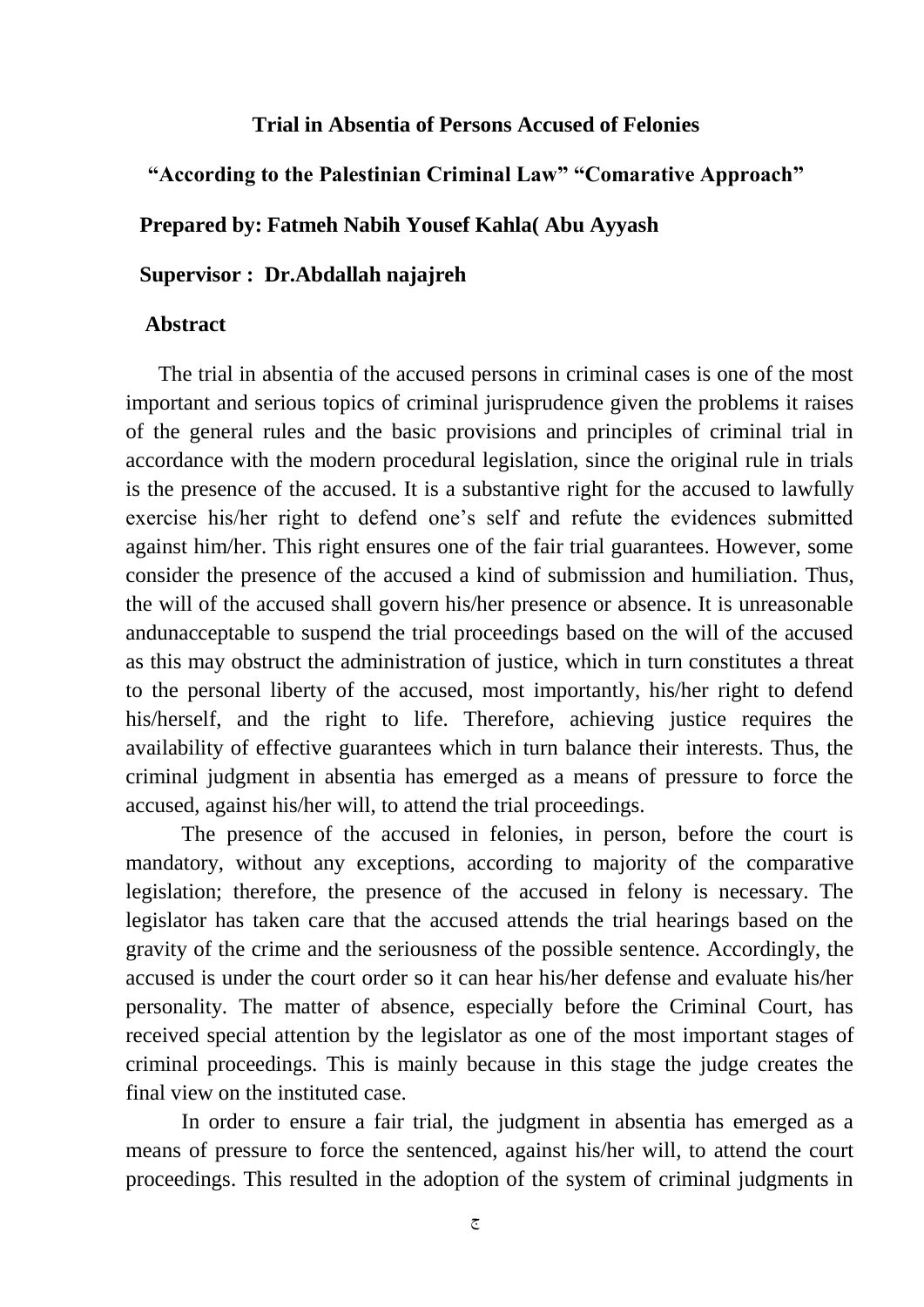**Trial in Absentia of Persons Accused of Felonies**

**"According to the Palestinian Criminal Law" "Comarative Approach"**

**Prepared by: Fatmeh Nabih Yousef Kahla( Abu Ayyash**

**Supervisor : Dr.Abdallah najajreh**

## Abstract

The trial in absentia of the accused persons in criminal cases is one of the most important and serious topics of criminal jurisprudence given the problems it raises of the general rules and the basic provisions and principles of criminal trial in accordance with the modern procedural legislation, since the original rule in trials is the presence of the accused. It is a substantive right for the accused to lawfully exercise his/her right to defend one's self and refute the evidences submitted against him/her. This right ensures one of the fair trial guarantees. However, some consider the presence of the accused a kind of submission and humiliation. Thus, the will of the accused shall govern his/her presence or absence. It is unreasonable andunacceptable to suspend the trial proceedings based on the will of the accused as this may obstruct the administration of justice, which in turn constitutes a threat to the personal liberty of the accused, most importantly, his/her right to defend his/herself, and the right to life. Therefore, achieving justice requires the availability of effective guarantees which in turn balance their interests. Thus, the criminal judgment in absentia has emerged as a means of pressure to force the accused, against his/her will, to attend the trial proceedings.

The presence of the accused in felonies, in person, before the court is mandatory, without any exceptions, according to majority of the comparative legislation; therefore, the presence of the accused in felony is necessary. The legislator has taken care that the accused attends the trial hearings based on the gravity of the crime and the seriousness of the possible sentence. Accordingly, the accused is under the court order so it can hear his/her defense and evaluate his/her personality. The matter of absence, especially before the Criminal Court, has received special attention by the legislator as one of the most important stages of criminal proceedings. This is mainly because in this stage the judge creates the final view on the instituted case.

In order to ensure a fair trial, the judgment in absentia has emerged as a means of pressure to force the sentenced, against his/her will, to attend the court proceedings. This resulted in the adoption of the system of criminal judgments in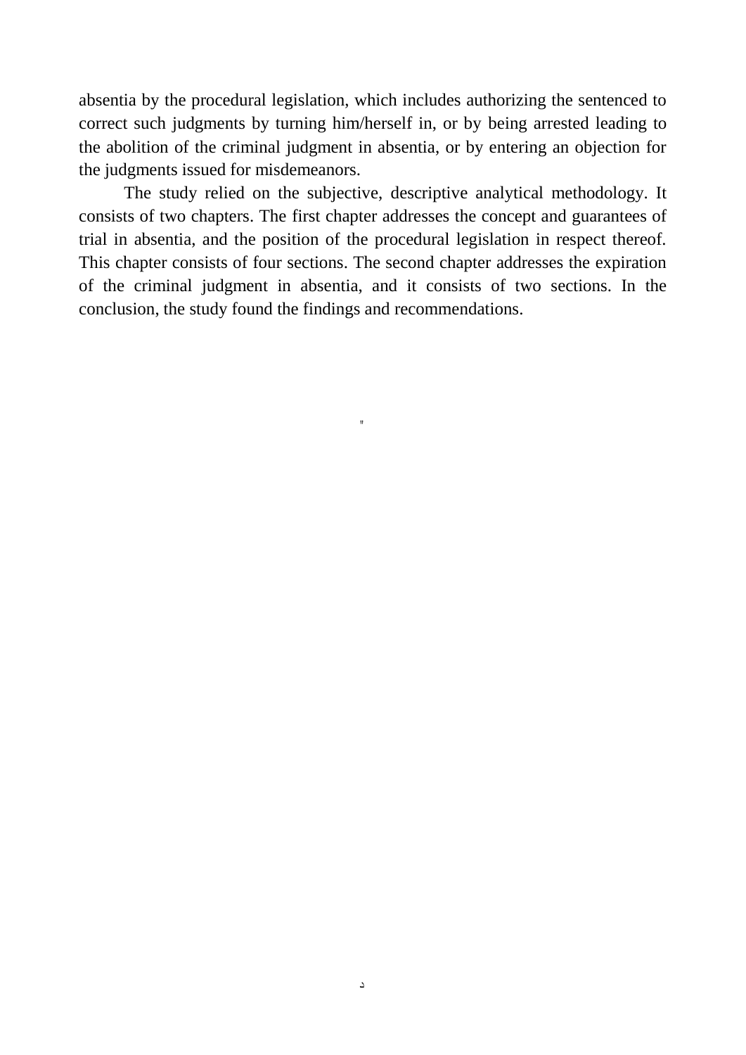absentia by the procedural legislation, which includes authorizing the sentenced to correct such judgments by turning him/herself in, or by being arrested leading to the abolition of the criminal judgment in absentia, or by entering an objection for the judgments issued for misdemeanors.

The study relied on the subjective, descriptive analytical methodology. It consists of two chapters. The first chapter addresses the concept and guarantees of trial in absentia, and the position of the procedural legislation in respect thereof. This chapter consists of four sections. The second chapter addresses the expiration of the criminal judgment in absentia, and it consists of two sections. In the conclusion, the study found the findings and recommendations.